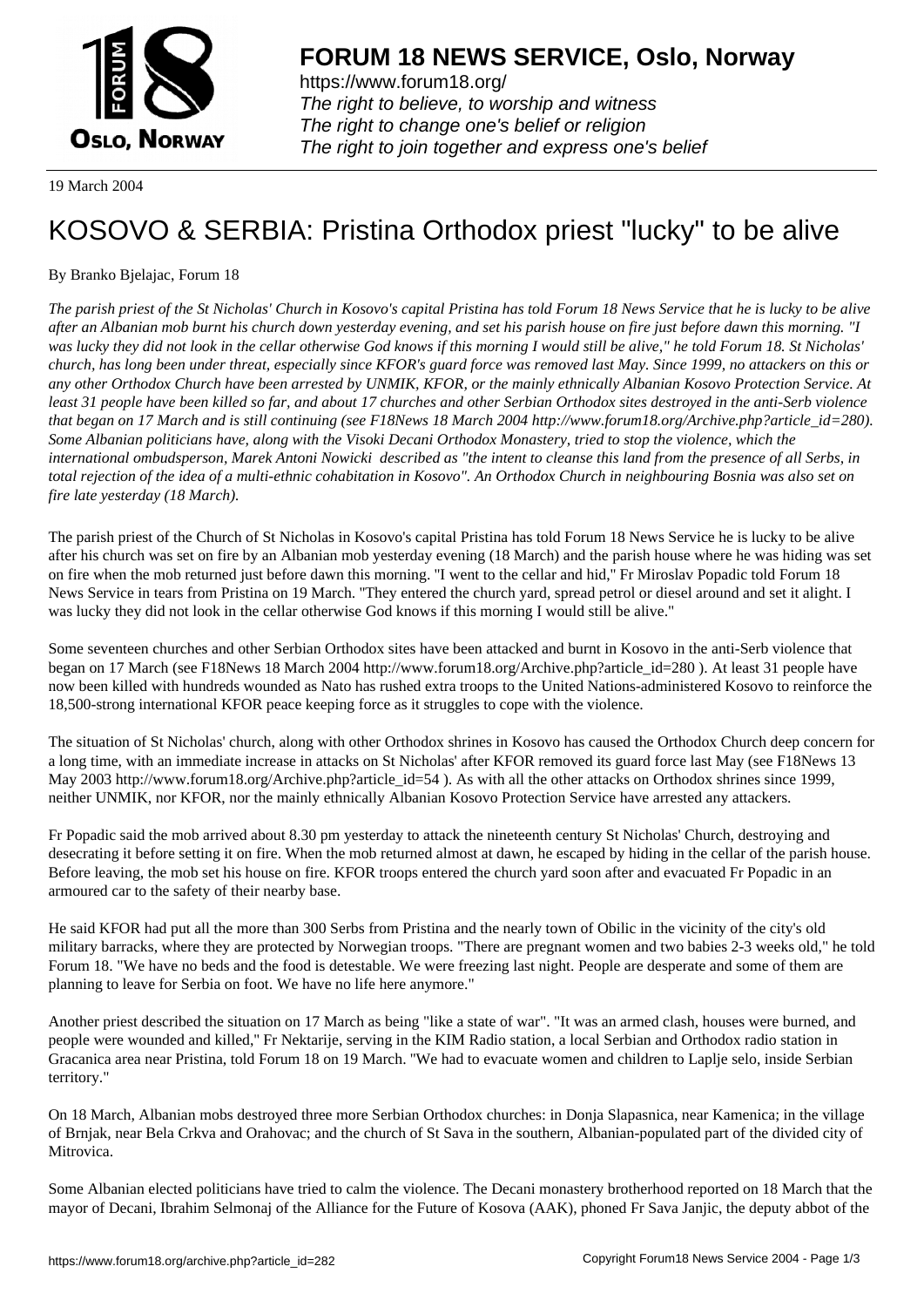19 March 2004

# KOSOVO & SERBIA: Pristina Orthodox priest "lucky" to be alive

By Branko Bjelajac, Forum 18

*The parish priest of the St Nicholas' Church in Kosovo's capital Pristina has told Forum 18 News Service that he is lucky to be alive after an Albanian mob burnt his church down yesterday evening, and set his parish house on fire just before dawn this morning. "I was lucky they did not look in the cellar otherwise God knows if this morning I would still be alive," he told Forum 18. St Nicholas' church, has long been under threat, especially since KFOR's guard force was removed last May. Since 1999, no attackers on this or any other Orthodox Church have been arrested by UNMIK, KFOR, or the mainly ethnically Albanian Kosovo Protection Service. At least 31 people have been killed so far, and about 17 churches and other Serbian Orthodox sites destroyed in the anti-Serb violence that began on 17 March and is still continuing (see F18News 18 March 2004 http://www.forum18.org/Archive.php?article_id=280). Some Albanian politicians have, along with the Visoki Decani Orthodox Monastery, tried to stop the violence, which the international ombudsperson, Marek Antoni Nowicki described as "the intent to cleanse this land from the presence of all Serbs, in total rejection of the idea of a multi-ethnic cohabitation in Kosovo". An Orthodox Church in neighbouring Bosnia was also set on fire late yesterday (18 March).*

The parish priest of the Church of St Nicholas in Kosovo's capital Pristina has told Forum 18 News Service he is lucky to be alive after his church was set on fire by an Albanian mob yesterday evening (18 March) and the parish house where he was hiding was set on fire when the mob returned just before dawn this morning. "I went to the cellar and hid," Fr Miroslav Popadic told Forum 18 News Service in tears from Pristina on 19 March. "They entered the church yard, spread petrol or diesel around and set it alight. I was lucky they did not look in the cellar otherwise God knows if this morning I would still be alive."

Some seventeen churches and other Serbian Orthodox sites have been attacked and burnt in Kosovo in the anti-Serb violence that began on 17 March (see F18News 18 March 2004 http://www.forum18.org/Archive.php?article_id=280 ). At least 31 people have now been killed with hundreds wounded as Nato has rushed extra troops to the United Nations-administered Kosovo to reinforce the 18,500-strong international KFOR peace keeping force as it struggles to cope with the violence.

The situation of St Nicholas' church, along with other Orthodox shrines in Kosovo has caused the Orthodox Church deep concern for a long time, with an immediate increase in attacks on St Nicholas' after KFOR removed its guard force last May (see F18News 13 May 2003 http://www.forum18.org/Archive.php?article_id=54 ). As with all the other attacks on Orthodox shrines since 1999, neither UNMIK, nor KFOR, nor the mainly ethnically Albanian Kosovo Protection Service have arrested any attackers.

Fr Popadic said the mob arrived about 8.30 pm yesterday to attack the nineteenth century St Nicholas' Church, destroying and desecrating it before setting it on fire. When the mob returned almost at dawn, he escaped by hiding in the cellar of the parish house. Before leaving, the mob set his house on fire. KFOR troops entered the church yard soon after and evacuated Fr Popadic in an armoured car to the safety of their nearby base.

He said KFOR had put all the more than 300 Serbs from Pristina and the nearly town of Obilic in the vicinity of the city's old military barracks, where they are protected by Norwegian troops. "There are pregnant women and two babies 2-3 weeks old," he told Forum 18. "We have no beds and the food is detestable. We were freezing last night. People are desperate and some of them are planning to leave for Serbia on foot. We have no life here anymore."

Another priest described the situation on 17 March as being "like a state of war". "It was an armed clash, houses were burned, and people were wounded and killed," Fr Nektarije, serving in the KIM Radio station, a local Serbian and Orthodox radio station in Gracanica area near Pristina, told Forum 18 on 19 March. "We had to evacuate women and children to Laplje selo, inside Serbian territory."

On 18 March, Albanian mobs destroyed three more Serbian Orthodox churches: in Donja Slapasnica, near Kamenica; in the village of Brnjak, near Bela Crkva and Orahovac; and the church of St Sava in the southern, Albanian-populated part of the divided city of Mitrovica.

Some Albanian elected politicians have tried to calm the violence. The Decani monastery brotherhood reported on 18 March that the mayor of Decani, Ibrahim Selmonaj of the Alliance for the Future of Kosova (AAK), phoned Fr Sava Janjic, the deputy abbot of the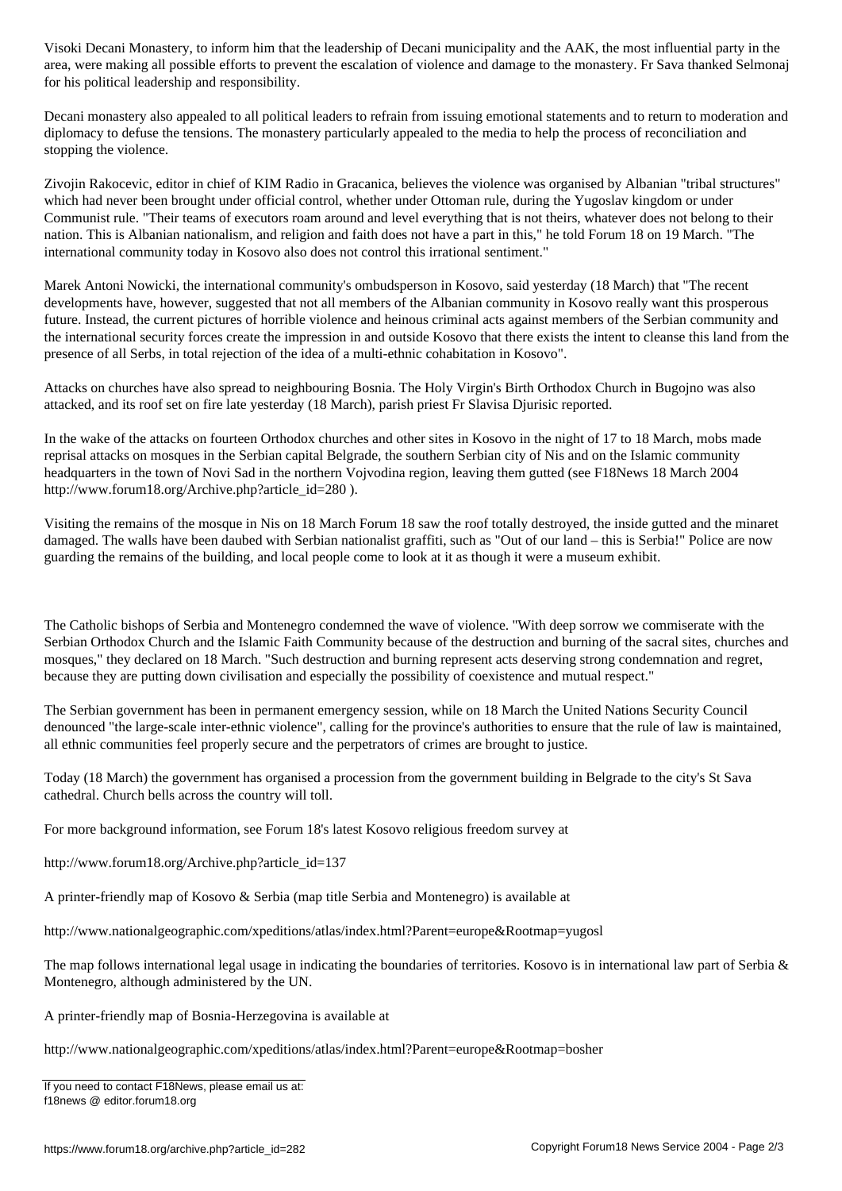Visoki Decani Monastery, to inform him that the leadership of Decani municipality and the AAK, the most influential party in the area, were making all possible efforts to prevent the escalation of violence and damage to the monastery. Fr Sava thanked Selmonaj for his political leadership and responsibility.

Decani monastery also appealed to all political leaders to refrain from issuing emotional statements and to return to moderation and diplomacy to defuse the tensions. The monastery particularly appealed to the media to help the process of reconciliation and stopping the violence.

Zivojin Rakocevic, editor in chief of KIM Radio in Gracanica, believes the violence was organised by Albanian "tribal structures" which had never been brought under official control, whether under Ottoman rule, during the Yugoslav kingdom or under Communist rule. "Their teams of executors roam around and level everything that is not theirs, whatever does not belong to their nation. This is Albanian nationalism, and religion and faith does not have a part in this," he told Forum 18 on 19 March. "The international community today in Kosovo also does not control this irrational sentiment."

Marek Antoni Nowicki, the international community's ombudsperson in Kosovo, said yesterday (18 March) that "The recent developments have, however, suggested that not all members of the Albanian community in Kosovo really want this prosperous future. Instead, the current pictures of horrible violence and heinous criminal acts against members of the Serbian community and the international security forces create the impression in and outside Kosovo that there exists the intent to cleanse this land from the presence of all Serbs, in total rejection of the idea of a multi-ethnic cohabitation in Kosovo".

Attacks on churches have also spread to neighbouring Bosnia. The Holy Virgin's Birth Orthodox Church in Bugojno was also attacked, and its roof set on fire late yesterday (18 March), parish priest Fr Slavisa Djurisic reported.

In the wake of the attacks on fourteen Orthodox churches and other sites in Kosovo in the night of 17 to 18 March, mobs made reprisal attacks on mosques in the Serbian capital Belgrade, the southern Serbian city of Nis and on the Islamic community headquarters in the town of Novi Sad in the northern Vojvodina region, leaving them gutted (see F18News 18 March 2004 http://www.forum18.org/Archive.php?article_id=280 ).

Visiting the remains of the mosque in Nis on 18 March Forum 18 saw the roof totally destroyed, the inside gutted and the minaret damaged. The walls have been daubed with Serbian nationalist graffiti, such as "Out of our land – this is Serbia!" Police are now guarding the remains of the building, and local people come to look at it as though it were a museum exhibit.

The Catholic bishops of Serbia and Montenegro condemned the wave of violence. "With deep sorrow we commiserate with the Serbian Orthodox Church and the Islamic Faith Community because of the destruction and burning of the sacral sites, churches and mosques," they declared on 18 March. "Such destruction and burning represent acts deserving strong condemnation and regret, because they are putting down civilisation and especially the possibility of coexistence and mutual respect."

The Serbian government has been in permanent emergency session, while on 18 March the United Nations Security Council denounced "the large-scale inter-ethnic violence", calling for the province's authorities to ensure that the rule of law is maintained, all ethnic communities feel properly secure and the perpetrators of crimes are brought to justice.

Today (18 March) the government has organised a procession from the government building in Belgrade to the city's St Sava cathedral. Church bells across the country will toll.

For more background information, see Forum 18's latest Kosovo religious freedom survey at

http://www.forum18.org/Archive.php?article_id=137

A printer-friendly map of Kosovo & Serbia (map title Serbia and Montenegro) is available at

http://www.nationalgeographic.com/xpeditions/atlas/index.html?Parent=europe&Rootmap=yugosl

The map follows international legal usage in indicating the boundaries of territories. Kosovo is in international law part of Serbia & Montenegro, although administered by the UN.

A printer-friendly map of Bosnia-Herzegovina is available at

http://www.nationalgeographic.com/xpeditions/atlas/index.html?Parent=europe&Rootmap=bosher

If you need to contact F18News, please email us at:
f18news @ editor.forum18.org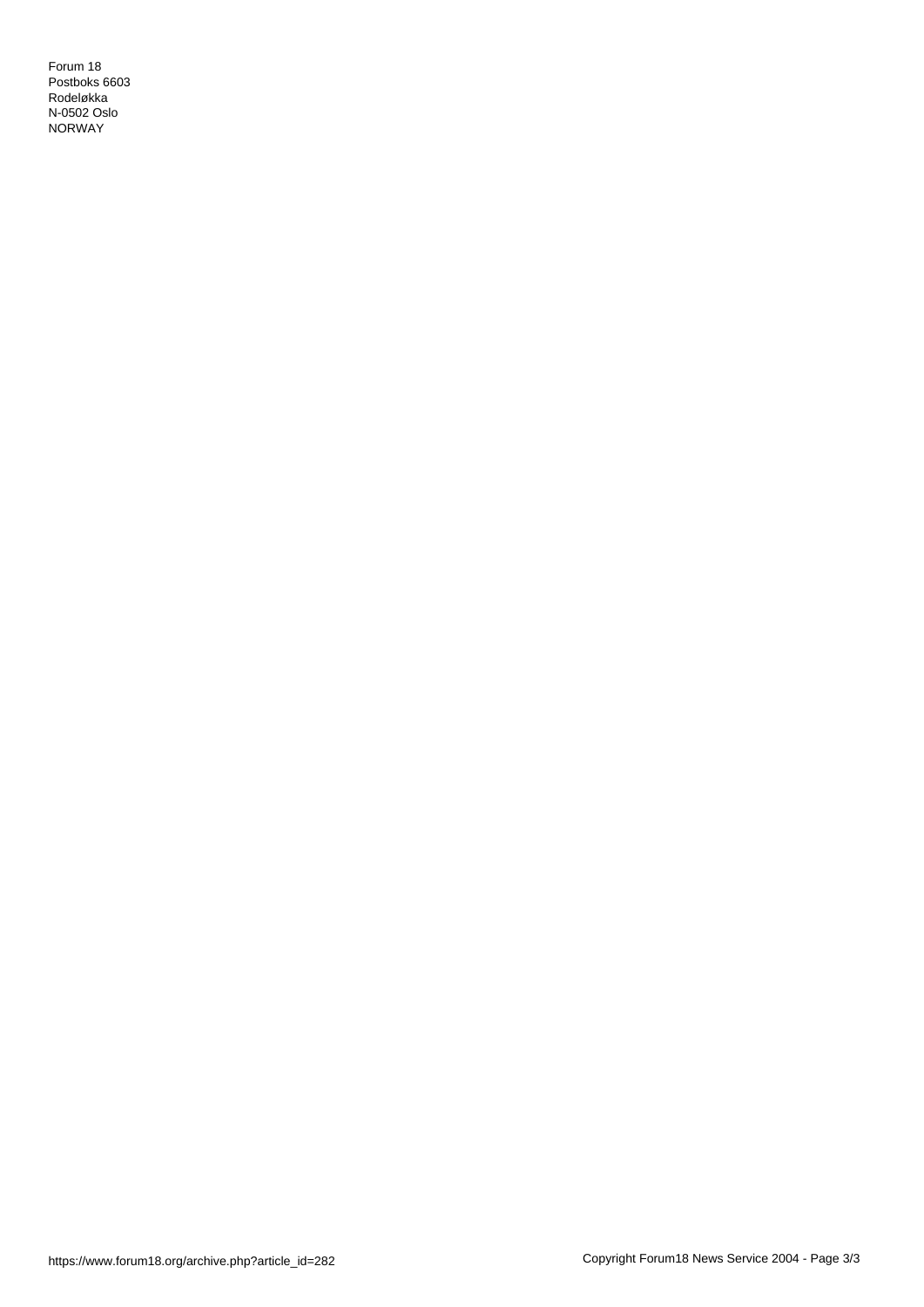Forum 18
Postboks 6603
Rodeløkka
N-0502 Oslo
NORWAY